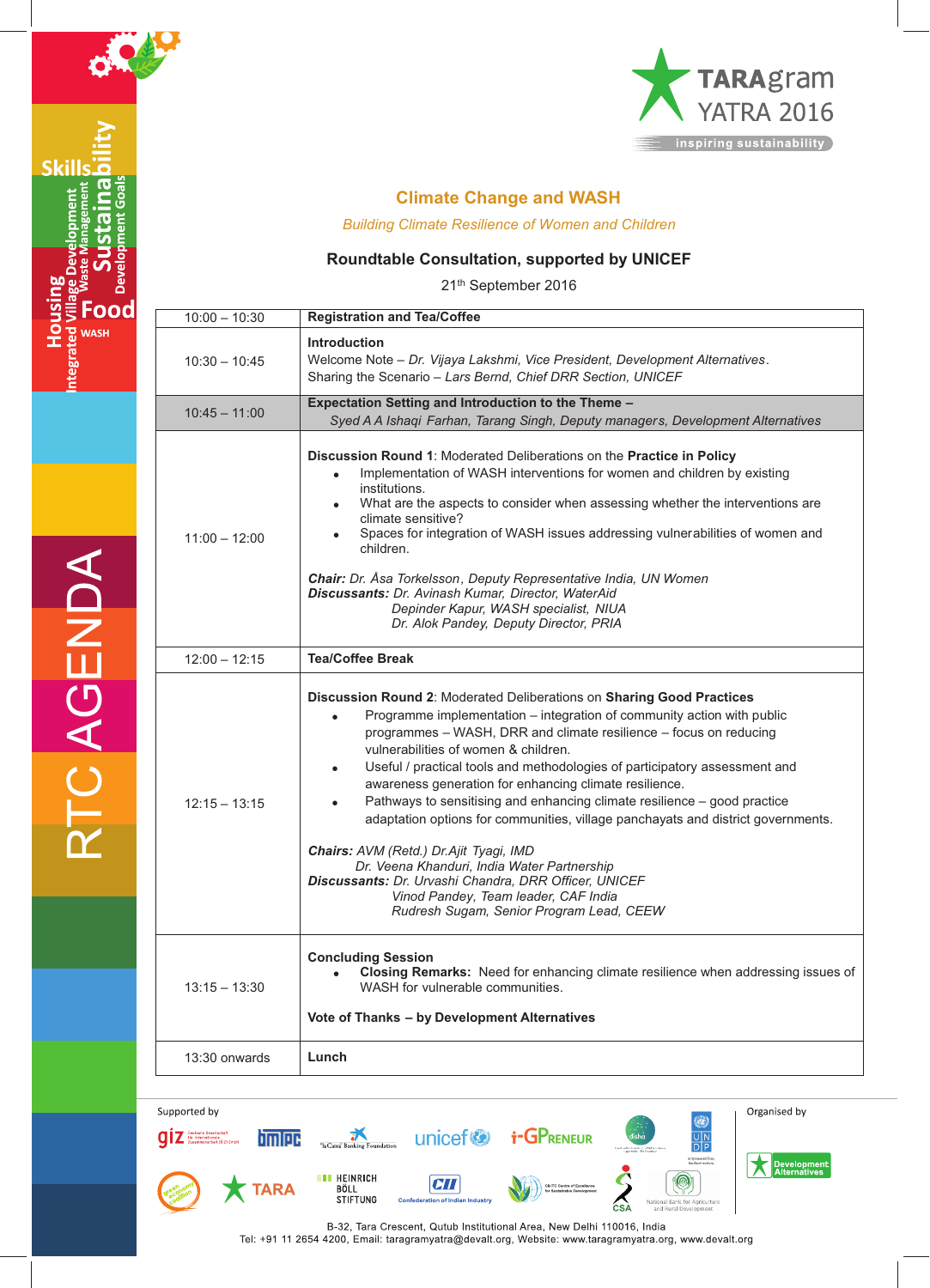TARAgram YATRA 2016

inspiring sustainability

RTC AGENDA

## Climate Change and WASH

*Building Climate Resilience of Women and Children*

### Roundtable Consultation, supported by UNICEF

21th September 2016

| Time | Session |
|---|---|
| 10:00 – 10:30 | **Registration and Tea/Coffee** |
| 10:30 – 10:45 | **Introduction**<br>Welcome Note – *Dr. Vijaya Lakshmi, Vice President, Development Alternatives*.<br>Sharing the Scenario – *Lars Bernd, Chief DRR Section, UNICEF* |
| 10:45 – 11:00 | **Expectation Setting and Introduction to the Theme –**<br>*Syed A A Ishaqi Farhan, Tarang Singh, Deputy managers, Development Alternatives* |
| 11:00 – 12:00 | **Discussion Round 1**: Moderated Deliberations on the **Practice in Policy**<br>• Implementation of WASH interventions for women and children by existing institutions.<br>• What are the aspects to consider when assessing whether the interventions are climate sensitive?<br>• Spaces for integration of WASH issues addressing vulnerabilities of women and children.<br><br>***Chair:*** *Dr. Åsa Torkelsson, Deputy Representative India, UN Women*<br>***Discussants:*** *Dr. Avinash Kumar, Director, WaterAid*<br>*Depinder Kapur, WASH specialist, NIUA*<br>*Dr. Alok Pandey, Deputy Director, PRIA* |
| 12:00 – 12:15 | **Tea/Coffee Break** |
| 12:15 – 13:15 | **Discussion Round 2**: Moderated Deliberations on **Sharing Good Practices**<br>• Programme implementation – integration of community action with public programmes – WASH, DRR and climate resilience – focus on reducing vulnerabilities of women & children.<br>• Useful / practical tools and methodologies of participatory assessment and awareness generation for enhancing climate resilience.<br>• Pathways to sensitising and enhancing climate resilience – good practice adaptation options for communities, village panchayats and district governments.<br><br>***Chairs:*** *AVM (Retd.) Dr.Ajit Tyagi, IMD*<br>*Dr. Veena Khanduri, India Water Partnership*<br>***Discussants:*** *Dr. Urvashi Chandra, DRR Officer, UNICEF*<br>*Vinod Pandey, Team leader, CAF India*<br>*Rudresh Sugam, Senior Program Lead, CEEW* |
| 13:15 – 13:30 | **Concluding Session**<br>• **Closing Remarks:** Need for enhancing climate resilience when addressing issues of WASH for vulnerable communities.<br><br>**Vote of Thanks – by Development Alternatives** |
| 13:30 onwards | **Lunch** |

Supported by: giz, bmtpc, "la Caixa" Banking Foundation, unicef, i-GPreneur, disha, UNDP, green economy coalition, TARA, Heinrich Böll Stiftung, CII Confederation of Indian Industry, CII-ITC Centre of Excellence for Sustainable Development, CSA, National Bank for Agriculture and Rural Development

Organised by: Development Alternatives

B-32, Tara Crescent, Qutub Institutional Area, New Delhi 110016, India
Tel: +91 11 2654 4200, Email: taragramyatra@devalt.org, Website: www.taragramyatra.org, www.devalt.org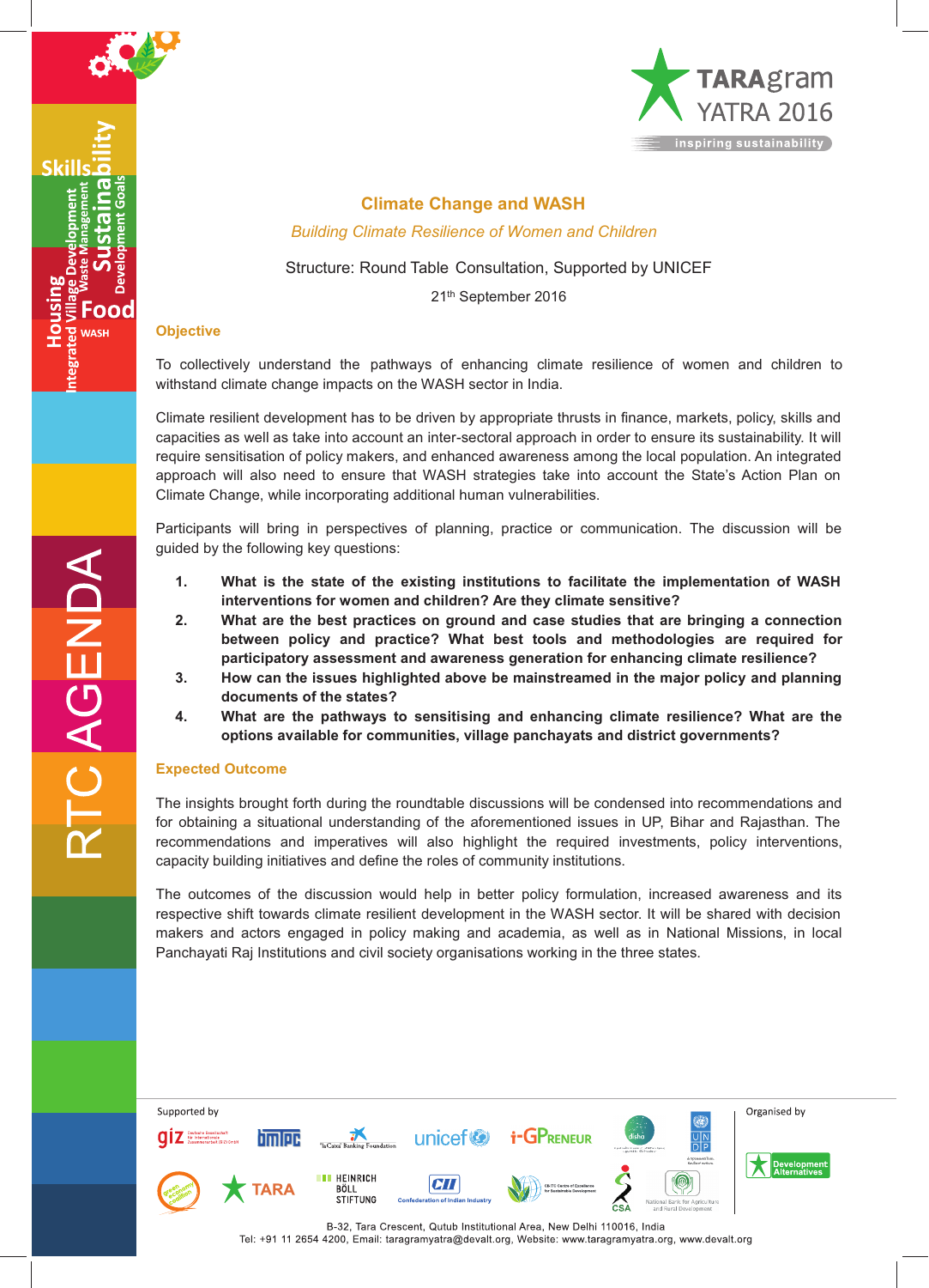# Climate Change and WASH

*Building Climate Resilience of Women and Children*

Structure: Round Table Consultation, Supported by UNICEF

21st September 2016

## Objective

To collectively understand the pathways of enhancing climate resilience of women and children to withstand climate change impacts on the WASH sector in India.

Climate resilient development has to be driven by appropriate thrusts in finance, markets, policy, skills and capacities as well as take into account an inter-sectoral approach in order to ensure its sustainability. It will require sensitisation of policy makers, and enhanced awareness among the local population. An integrated approach will also need to ensure that WASH strategies take into account the State's Action Plan on Climate Change, while incorporating additional human vulnerabilities.

Participants will bring in perspectives of planning, practice or communication. The discussion will be guided by the following key questions:

1. **What is the state of the existing institutions to facilitate the implementation of WASH interventions for women and children? Are they climate sensitive?**
2. **What are the best practices on ground and case studies that are bringing a connection between policy and practice? What best tools and methodologies are required for participatory assessment and awareness generation for enhancing climate resilience?**
3. **How can the issues highlighted above be mainstreamed in the major policy and planning documents of the states?**
4. **What are the pathways to sensitising and enhancing climate resilience? What are the options available for communities, village panchayats and district governments?**

## Expected Outcome

The insights brought forth during the roundtable discussions will be condensed into recommendations and for obtaining a situational understanding of the aforementioned issues in UP, Bihar and Rajasthan. The recommendations and imperatives will also highlight the required investments, policy interventions, capacity building initiatives and define the roles of community institutions.

The outcomes of the discussion would help in better policy formulation, increased awareness and its respective shift towards climate resilient development in the WASH sector. It will be shared with decision makers and actors engaged in policy making and academia, as well as in National Missions, in local Panchayati Raj Institutions and civil society organisations working in the three states.

Supported by

Organised by

B-32, Tara Crescent, Qutub Institutional Area, New Delhi 110016, India
Tel: +91 11 2654 4200, Email: taragramyatra@devalt.org, Website: www.taragramyatra.org, www.devalt.org